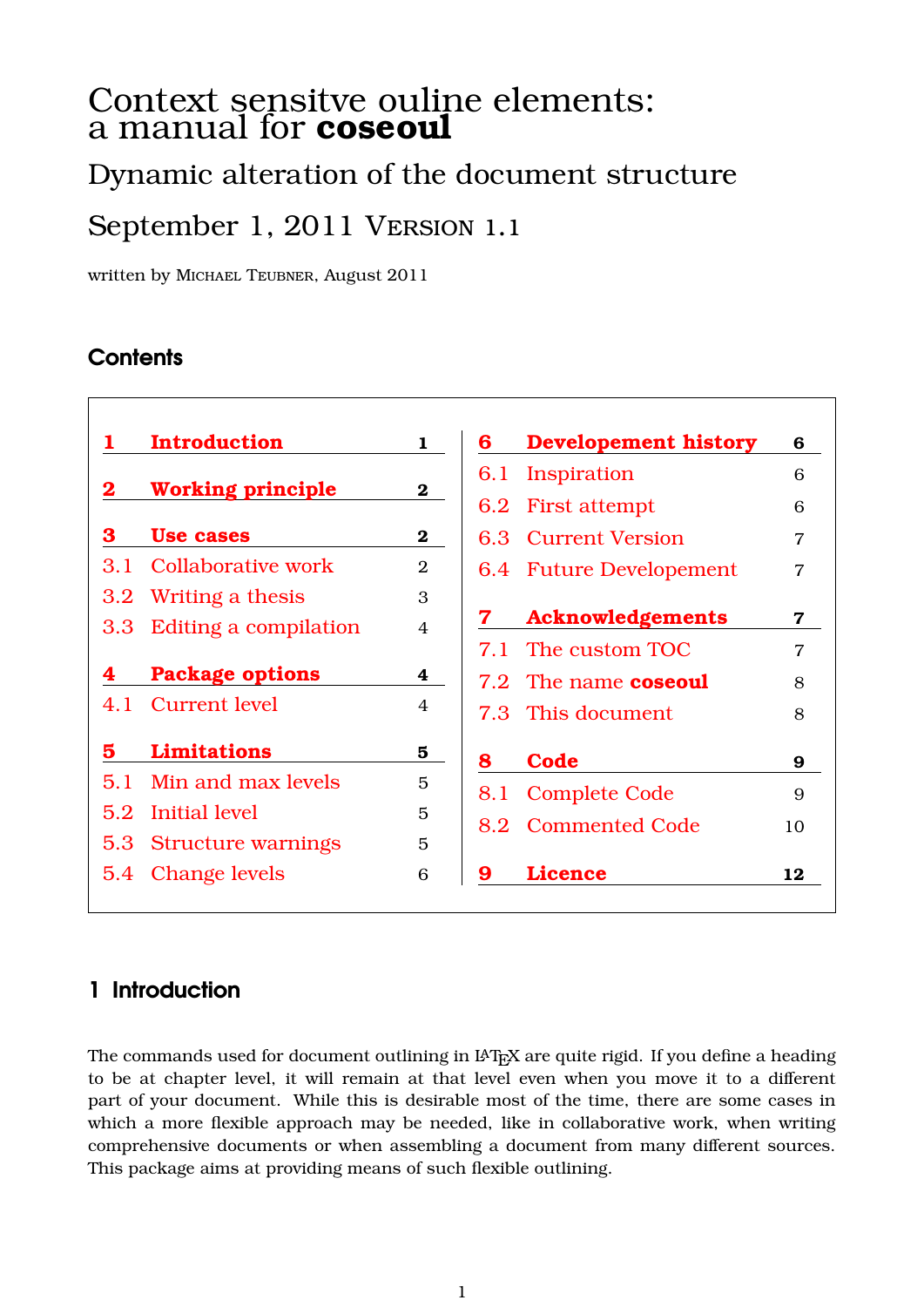# Context sensitve ouline elements: a manual for **coseoul**

## Dynamic alteration of the document structure

## September 1, 2011 Version 1.1

written by Michael Teubner, August 2011

## Contents

**1 Introduction** — 1

**2 Working principle** — 2

**3 Use cases** — 2
- 3.1 Collaborative work — 2
- 3.2 Writing a thesis — 3
- 3.3 Editing a compilation — 4

**4 Package options** — 4
- 4.1 Current level — 4

**5 Limitations** — 5
- 5.1 Min and max levels — 5
- 5.2 Initial level — 5
- 5.3 Structure warnings — 5
- 5.4 Change levels — 6

**6 Developement history** — 6
- 6.1 Inspiration — 6
- 6.2 First attempt — 6
- 6.3 Current Version — 7
- 6.4 Future Developement — 7

**7 Acknowledgements** — 7
- 7.1 The custom TOC — 7
- 7.2 The name **coseoul** — 8
- 7.3 This document — 8

**8 Code** — 9
- 8.1 Complete Code — 9
- 8.2 Commented Code — 10

**9 Licence** — 12

## 1 Introduction

The commands used for document outlining in LaTeX are quite rigid. If you define a heading to be at chapter level, it will remain at that level even when you move it to a different part of your document. While this is desirable most of the time, there are some cases in which a more flexible approach may be needed, like in collaborative work, when writing comprehensive documents or when assembling a document from many different sources. This package aims at providing means of such flexible outlining.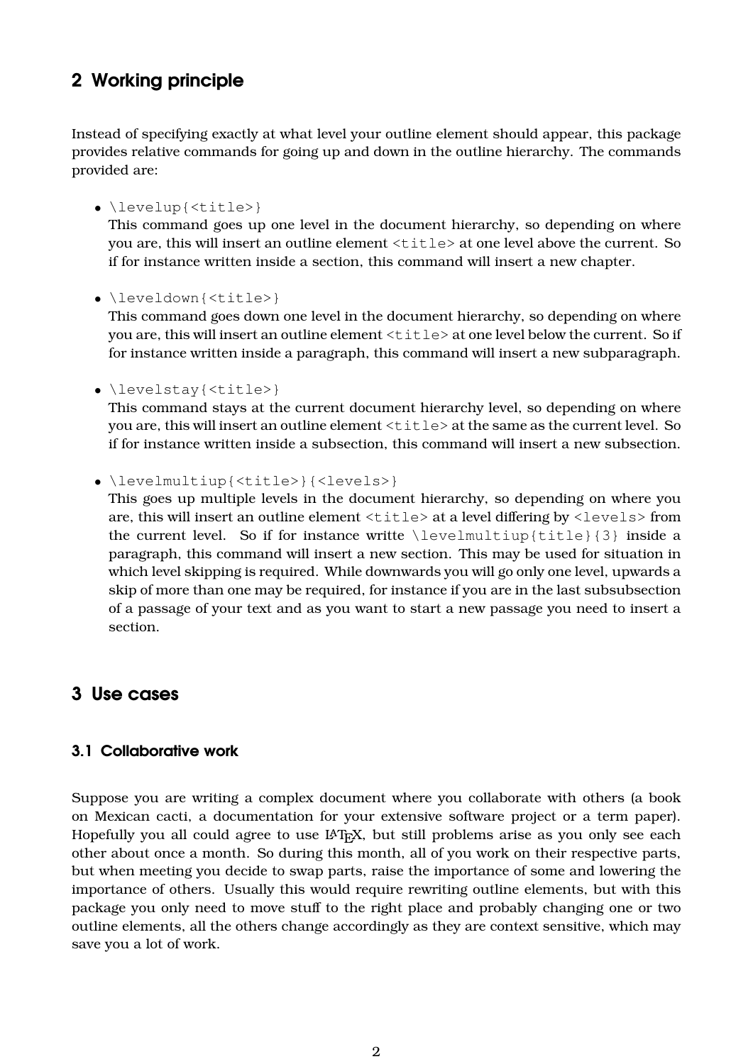## 2 Working principle

Instead of specifying exactly at what level your outline element should appear, this package provides relative commands for going up and down in the outline hierarchy. The commands provided are:

- `\levelup{<title>}`
  This command goes up one level in the document hierarchy, so depending on where you are, this will insert an outline element `<title>` at one level above the current. So if for instance written inside a section, this command will insert a new chapter.

- `\leveldown{<title>}`
  This command goes down one level in the document hierarchy, so depending on where you are, this will insert an outline element `<title>` at one level below the current. So if for instance written inside a paragraph, this command will insert a new subparagraph.

- `\levelstay{<title>}`
  This command stays at the current document hierarchy level, so depending on where you are, this will insert an outline element `<title>` at the same as the current level. So if for instance written inside a subsection, this command will insert a new subsection.

- `\levelmultiup{<title>}{<levels>}`
  This goes up multiple levels in the document hierarchy, so depending on where you are, this will insert an outline element `<title>` at a level differing by `<levels>` from the current level. So if for instance writte `\levelmultiup{title}{3}` inside a paragraph, this command will insert a new section. This may be used for situation in which level skipping is required. While downwards you will go only one level, upwards a skip of more than one may be required, for instance if you are in the last subsubsection of a passage of your text and as you want to start a new passage you need to insert a section.

## 3 Use cases

### 3.1 Collaborative work

Suppose you are writing a complex document where you collaborate with others (a book on Mexican cacti, a documentation for your extensive software project or a term paper). Hopefully you all could agree to use LaTeX, but still problems arise as you only see each other about once a month. So during this month, all of you work on their respective parts, but when meeting you decide to swap parts, raise the importance of some and lowering the importance of others. Usually this would require rewriting outline elements, but with this package you only need to move stuff to the right place and probably changing one or two outline elements, all the others change accordingly as they are context sensitive, which may save you a lot of work.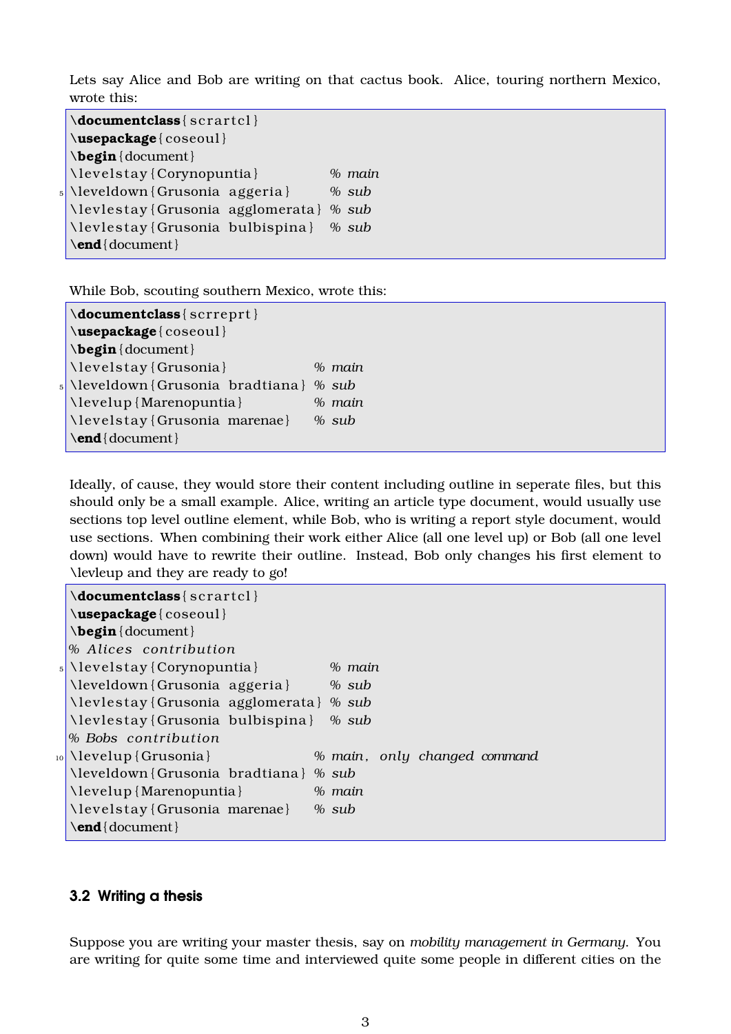Lets say Alice and Bob are writing on that cactus book. Alice, touring northern Mexico, wrote this:

```
\documentclass{scrartcl}
\usepackage{coseoul}
\begin{document}
\levelstay{Corynopuntia}           % main
\leveldown{Grusonia aggeria}       % sub
\levlestay{Grusonia agglomerata} % sub
\levlestay{Grusonia bulbispina}  % sub
\end{document}
```

While Bob, scouting southern Mexico, wrote this:

```
\documentclass{scrreprt}
\usepackage{coseoul}
\begin{document}
\levelstay{Grusonia}             % main
\leveldown{Grusonia bradtiana} % sub
\levelup{Marenopuntia}           % main
\levelstay{Grusonia marenae}     % sub
\end{document}
```

Ideally, of cause, they would store their content including outline in seperate files, but this should only be a small example. Alice, writing an article type document, would usually use sections top level outline element, while Bob, who is writing a report style document, would use sections. When combining their work either Alice (all one level up) or Bob (all one level down) would have to rewrite their outline. Instead, Bob only changes his first element to \levleup and they are ready to go!

```
\documentclass{scrartcl}
\usepackage{coseoul}
\begin{document}
% Alices contribution
\levelstay{Corynopuntia}           % main
\leveldown{Grusonia aggeria}       % sub
\levlestay{Grusonia agglomerata} % sub
\levlestay{Grusonia bulbispina}  % sub
% Bobs contribution
\levelup{Grusonia}               % main, only changed command
\leveldown{Grusonia bradtiana} % sub
\levelup{Marenopuntia}           % main
\levelstay{Grusonia marenae}     % sub
\end{document}
```

### 3.2 Writing a thesis

Suppose you are writing your master thesis, say on *mobility management in Germany*. You are writing for quite some time and interviewed quite some people in different cities on the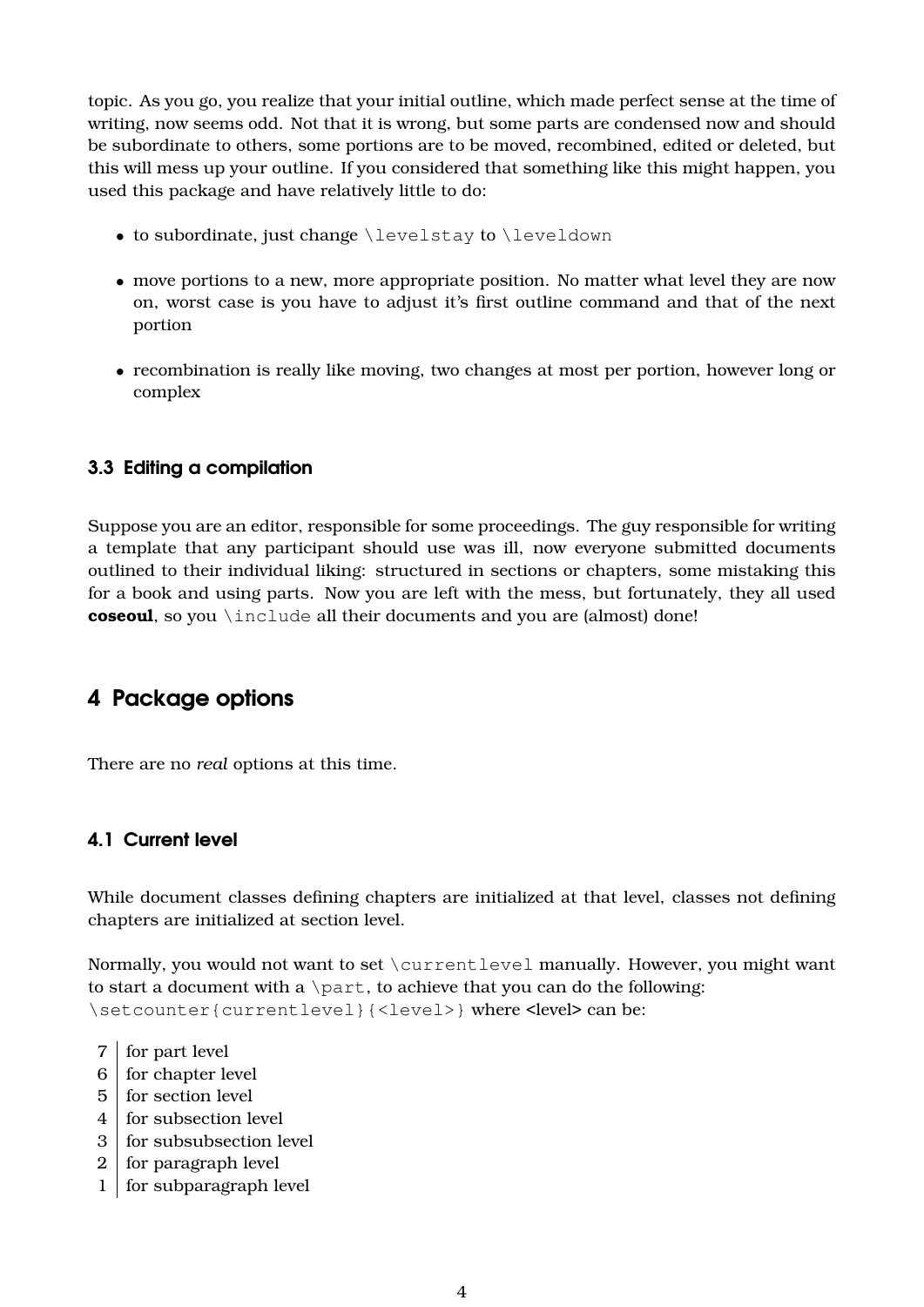topic. As you go, you realize that your initial outline, which made perfect sense at the time of writing, now seems odd. Not that it is wrong, but some parts are condensed now and should be subordinate to others, some portions are to be moved, recombined, edited or deleted, but this will mess up your outline. If you considered that something like this might happen, you used this package and have relatively little to do:

- to subordinate, just change `\levelstay` to `\leveldown`
- move portions to a new, more appropriate position. No matter what level they are now on, worst case is you have to adjust it's first outline command and that of the next portion
- recombination is really like moving, two changes at most per portion, however long or complex

### 3.3 Editing a compilation

Suppose you are an editor, responsible for some proceedings. The guy responsible for writing a template that any participant should use was ill, now everyone submitted documents outlined to their individual liking: structured in sections or chapters, some mistaking this for a book and using parts. Now you are left with the mess, but fortunately, they all used **coseoul**, so you `\include` all their documents and you are (almost) done!

## 4 Package options

There are no *real* options at this time.

### 4.1 Current level

While document classes defining chapters are initialized at that level, classes not defining chapters are initialized at section level.

Normally, you would not want to set `\currentlevel` manually. However, you might want to start a document with a `\part`, to achieve that you can do the following: `\setcounter{currentlevel}{<level>}` where <level> can be:

| | |
|---|---|
| 7 | for part level |
| 6 | for chapter level |
| 5 | for section level |
| 4 | for subsection level |
| 3 | for subsubsection level |
| 2 | for paragraph level |
| 1 | for subparagraph level |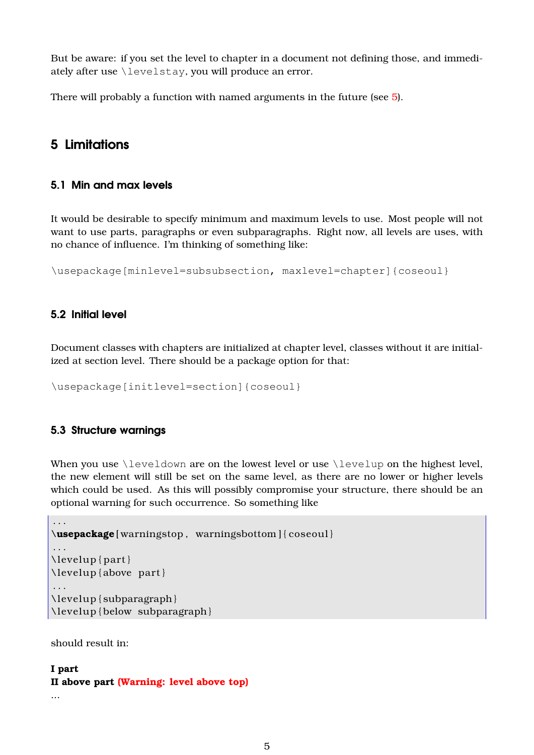But be aware: if you set the level to chapter in a document not defining those, and immediately after use `\levelstay`, you will produce an error.

There will probably a function with named arguments in the future (see 5).

# 5 Limitations

## 5.1 Min and max levels

It would be desirable to specify minimum and maximum levels to use. Most people will not want to use parts, paragraphs or even subparagraphs. Right now, all levels are uses, with no chance of influence. I'm thinking of something like:

```
\usepackage[minlevel=subsubsection, maxlevel=chapter]{coseoul}
```

## 5.2 Initial level

Document classes with chapters are initialized at chapter level, classes without it are initialized at section level. There should be a package option for that:

```
\usepackage[initlevel=section]{coseoul}
```

## 5.3 Structure warnings

When you use `\leveldown` are on the lowest level or use `\levelup` on the highest level, the new element will still be set on the same level, as there are no lower or higher levels which could be used. As this will possibly compromise your structure, there should be an optional warning for such occurrence. So something like

```
...
\usepackage[warningstop, warningsbottom]{coseoul}
...
\levelup{part}
\levelup{above part}
...
\levelup{subparagraph}
\levelup{below subparagraph}
```

should result in:

**I part**
**II above part (Warning: level above top)**
...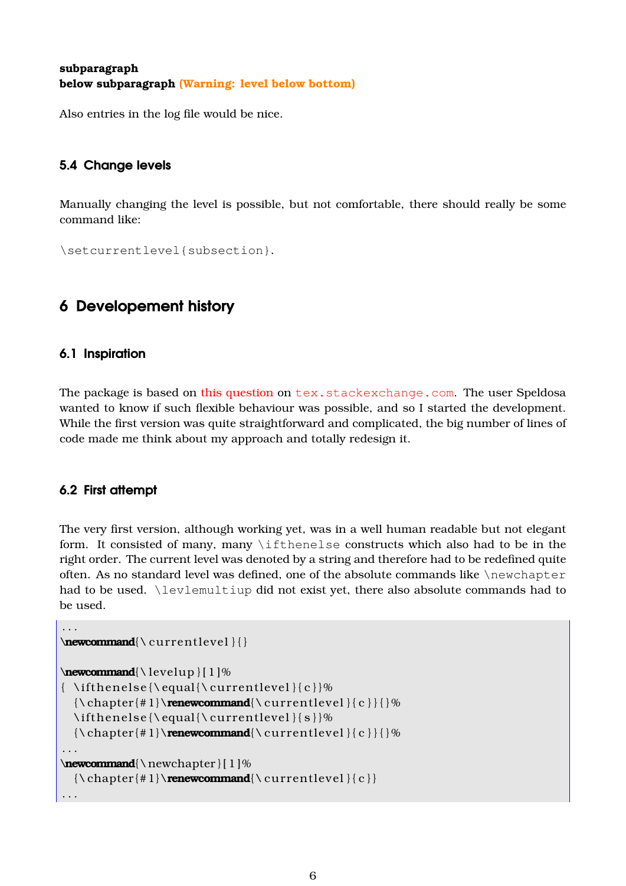**subparagraph**
**below subparagraph** **(Warning: level below bottom)**

Also entries in the log file would be nice.

### 5.4 Change levels

Manually changing the level is possible, but not comfortable, there should really be some command like:

`\setcurrentlevel{subsection}`.

## 6 Developement history

### 6.1 Inspiration

The package is based on this question on `tex.stackexchange.com`. The user Speldosa wanted to know if such flexible behaviour was possible, and so I started the development. While the first version was quite straightforward and complicated, the big number of lines of code made me think about my approach and totally redesign it.

### 6.2 First attempt

The very first version, although working yet, was in a well human readable but not elegant form. It consisted of many, many `\ifthenelse` constructs which also had to be in the right order. The current level was denoted by a string and therefore had to be redefined quite often. As no standard level was defined, one of the absolute commands like `\newchapter` had to be used. `\levlemultiup` did not exist yet, there also absolute commands had to be used.

```
...
\newcommand{\currentlevel}{}

\newcommand{\levelup}[1]%
{ \ifthenelse{\equal{\currentlevel}{c}}%
  {\chapter{#1}\renewcommand{\currentlevel}{c}}{}%
  \ifthenelse{\equal{\currentlevel}{s}}%
  {\chapter{#1}\renewcommand{\currentlevel}{c}}{}%
...
\newcommand{\newchapter}[1]%
  {\chapter{#1}\renewcommand{\currentlevel}{c}}
...
```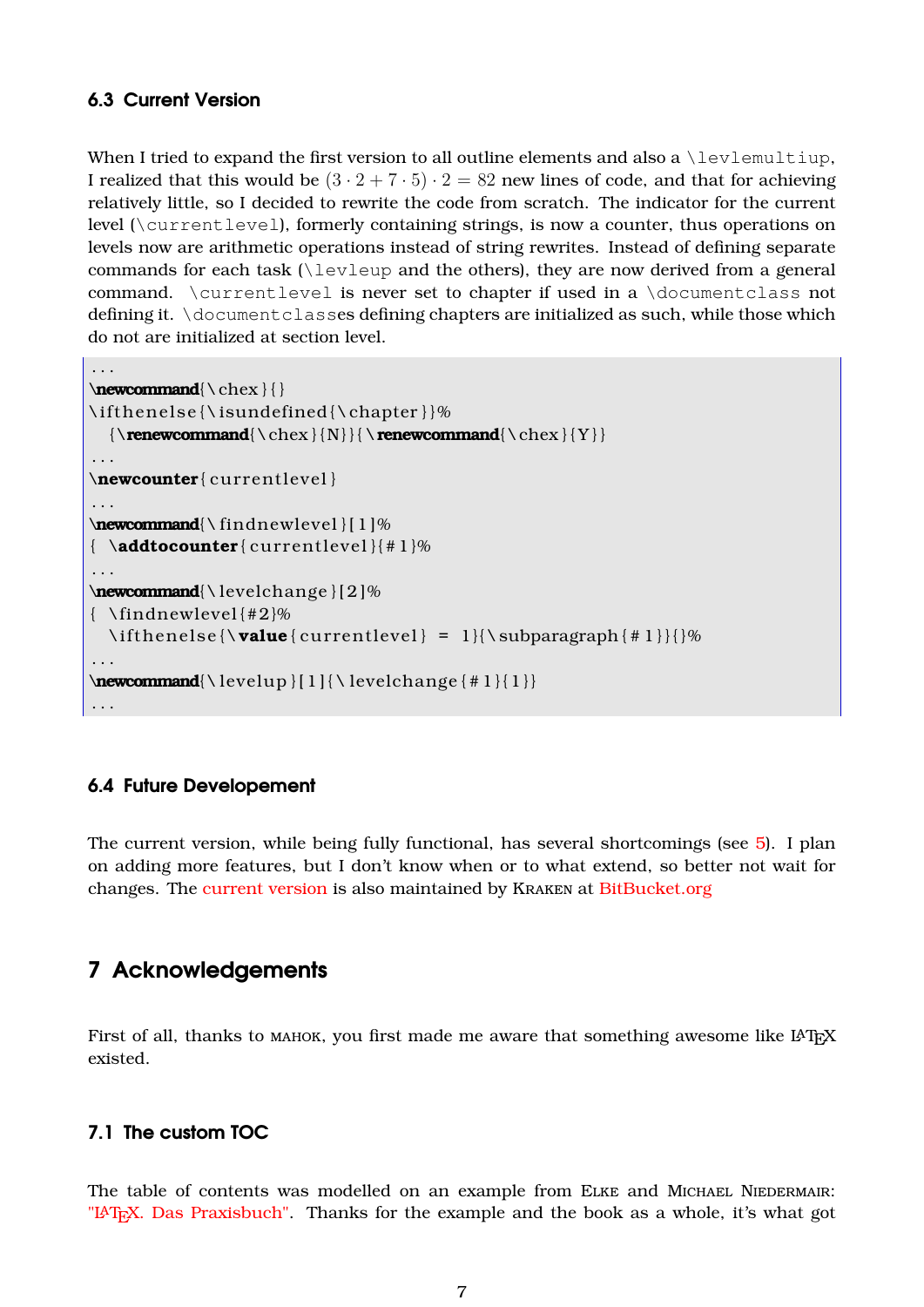### 6.3 Current Version

When I tried to expand the first version to all outline elements and also a `\levlemultiup`, I realized that this would be $(3 \cdot 2 + 7 \cdot 5) \cdot 2 = 82$ new lines of code, and that for achieving relatively little, so I decided to rewrite the code from scratch. The indicator for the current level (`\currentlevel`), formerly containing strings, is now a counter, thus operations on levels now are arithmetic operations instead of string rewrites. Instead of defining separate commands for each task (`\levleup` and the others), they are now derived from a general command. `\currentlevel` is never set to chapter if used in a `\documentclass` not defining it. `\documentclass`es defining chapters are initialized as such, while those which do not are initialized at section level.

```
...
\newcommand{\chex}{}
\ifthenelse{\isundefined{\chapter}}%
  {\renewcommand{\chex}{N}}{\renewcommand{\chex}{Y}}
...
\newcounter{currentlevel}
...
\newcommand{\findnewlevel}[1]%
{ \addtocounter{currentlevel}{#1}%
...
\newcommand{\levelchange}[2]%
{ \findnewlevel{#2}%
  \ifthenelse{\value{currentlevel} = 1}{\subparagraph{#1}}{}%
...
\newcommand{\levelup}[1]{\levelchange{#1}{1}}
...
```

### 6.4 Future Developement

The current version, while being fully functional, has several shortcomings (see 5). I plan on adding more features, but I don't know when or to what extend, so better not wait for changes. The current version is also maintained by Kraken at BitBucket.org

## 7 Acknowledgements

First of all, thanks to mahok, you first made me aware that something awesome like LaTeX existed.

### 7.1 The custom TOC

The table of contents was modelled on an example from Elke and Michael Niedermair: "LaTeX. Das Praxisbuch". Thanks for the example and the book as a whole, it's what got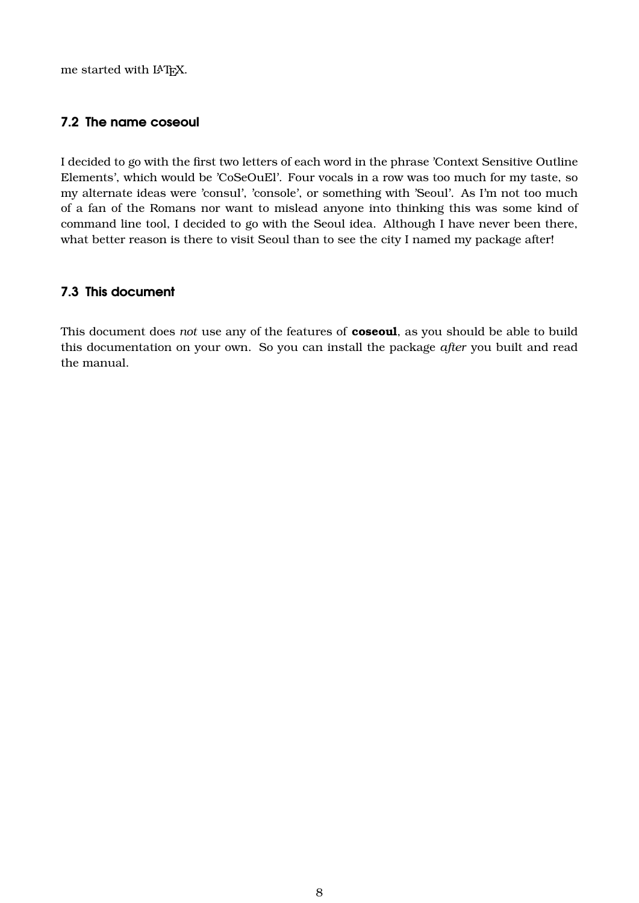me started with LaTeX.

## 7.2 The name coseoul

I decided to go with the first two letters of each word in the phrase 'Context Sensitive Outline Elements', which would be 'CoSeOuEl'. Four vocals in a row was too much for my taste, so my alternate ideas were 'consul', 'console', or something with 'Seoul'. As I'm not too much of a fan of the Romans nor want to mislead anyone into thinking this was some kind of command line tool, I decided to go with the Seoul idea. Although I have never been there, what better reason is there to visit Seoul than to see the city I named my package after!

## 7.3 This document

This document does *not* use any of the features of **coseoul**, as you should be able to build this documentation on your own. So you can install the package *after* you built and read the manual.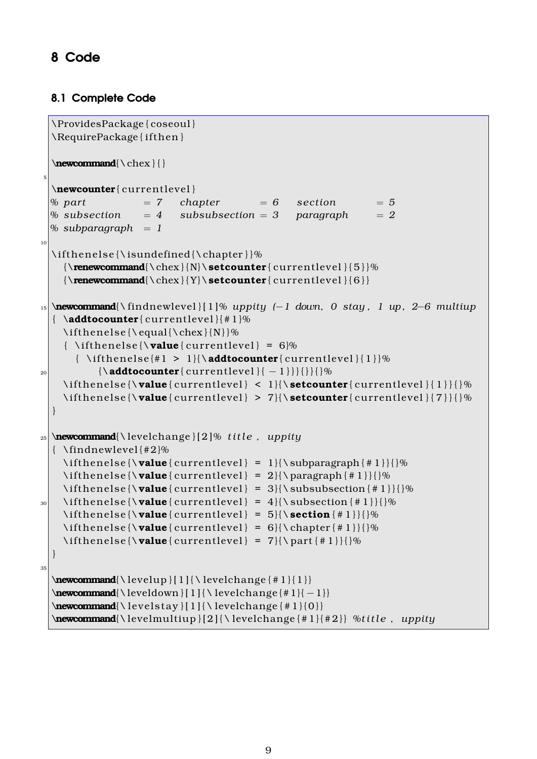## 8 Code

### 8.1 Complete Code

```
\ProvidesPackage{coseoul}
\RequirePackage{ifthen}

\newcommand{\chex}{}

\newcounter{currentlevel}
% part          = 7    chapter        = 6    section        = 5
% subsection    = 4    subsubsection  = 3    paragraph      = 2
% subparagraph  = 1

\ifthenelse{\isundefined{\chapter}}%
  {\renewcommand{\chex}{N}\setcounter{currentlevel}{5}}%
  {\renewcommand{\chex}{Y}\setcounter{currentlevel}{6}}

\newcommand{\findnewlevel}[1]% uppity (-1 down, 0 stay, 1 up, 2-6 multiup
{ \addtocounter{currentlevel}{#1}%
  \ifthenelse{\equal{\chex}{N}}%
  { \ifthenelse{\value{currentlevel} = 6}%
    { \ifthenelse{#1 > 1}{\addtocounter{currentlevel}{1}}%
        {\addtocounter{currentlevel}{-1}}}{}}{}%
  \ifthenelse{\value{currentlevel} < 1}{\setcounter{currentlevel}{1}}{}%
  \ifthenelse{\value{currentlevel} > 7}{\setcounter{currentlevel}{7}}{}%
}

\newcommand{\levelchange}[2]% title, uppity
{ \findnewlevel{#2}%
  \ifthenelse{\value{currentlevel} = 1}{\subparagraph{#1}}{}%
  \ifthenelse{\value{currentlevel} = 2}{\paragraph{#1}}{}%
  \ifthenelse{\value{currentlevel} = 3}{\subsubsection{#1}}{}%
  \ifthenelse{\value{currentlevel} = 4}{\subsection{#1}}{}%
  \ifthenelse{\value{currentlevel} = 5}{\section{#1}}{}%
  \ifthenelse{\value{currentlevel} = 6}{\chapter{#1}}{}%
  \ifthenelse{\value{currentlevel} = 7}{\part{#1}}{}%
}

\newcommand{\levelup}[1]{\levelchange{#1}{1}}
\newcommand{\leveldown}[1]{\levelchange{#1}{-1}}
\newcommand{\levelstay}[1]{\levelchange{#1}{0}}
\newcommand{\levelmultiup}[2]{\levelchange{#1}{#2}} %title, uppity
```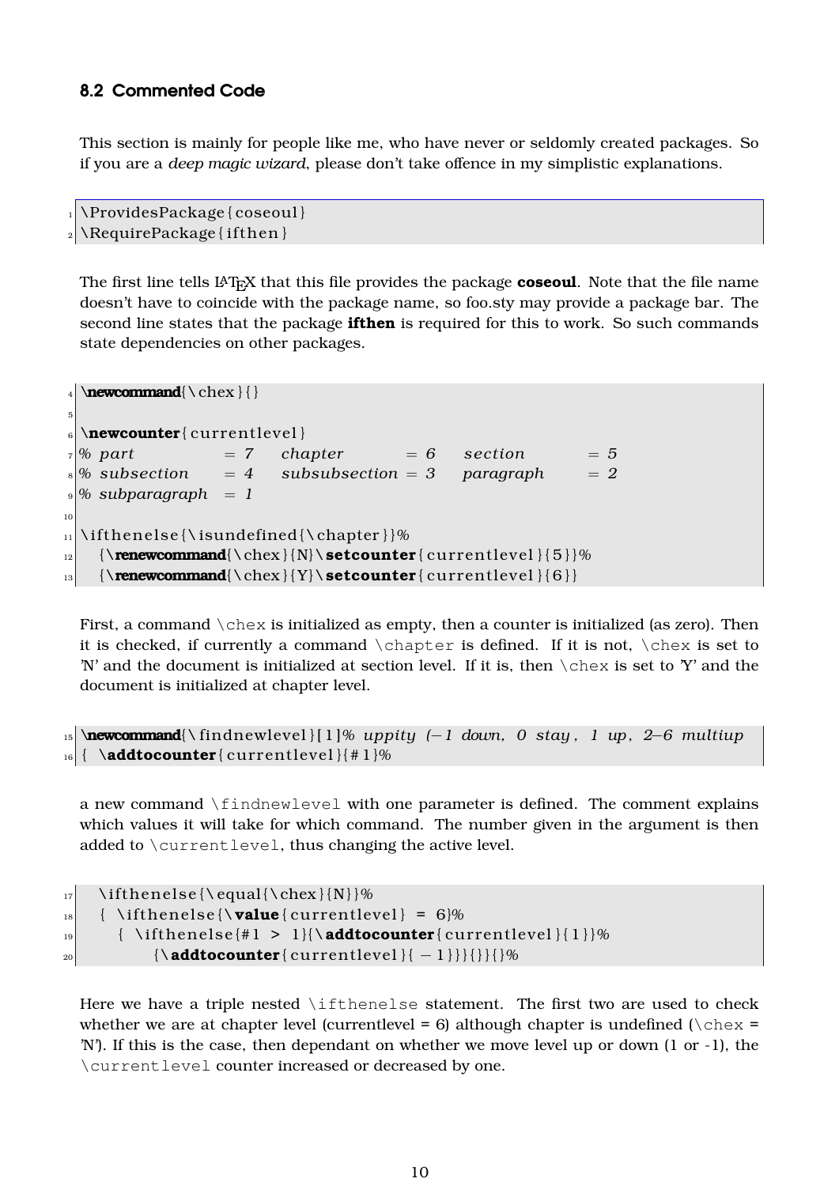### 8.2 Commented Code

This section is mainly for people like me, who have never or seldomly created packages. So if you are a *deep magic wizard*, please don't take offence in my simplistic explanations.

```
\ProvidesPackage{coseoul}
\RequirePackage{ifthen}
```

The first line tells LaTeX that this file provides the package **coseoul**. Note that the file name doesn't have to coincide with the package name, so foo.sty may provide a package bar. The second line states that the package **ifthen** is required for this to work. So such commands state dependencies on other packages.

```
\newcommand{\chex}{}

\newcounter{currentlevel}
% part           = 7    chapter        = 6    section        = 5
% subsection     = 4    subsubsection  = 3    paragraph      = 2
% subparagraph   = 1

\ifthenelse{\isundefined{\chapter}}%
  {\renewcommand{\chex}{N}\setcounter{currentlevel}{5}}%
  {\renewcommand{\chex}{Y}\setcounter{currentlevel}{6}}
```

First, a command `\chex` is initialized as empty, then a counter is initialized (as zero). Then it is checked, if currently a command `\chapter` is defined. If it is not, `\chex` is set to 'N' and the document is initialized at section level. If it is, then `\chex` is set to 'Y' and the document is initialized at chapter level.

```
\newcommand{\findnewlevel}[1]% uppity (-1 down, 0 stay, 1 up, 2-6 multiup
{ \addtocounter{currentlevel}{#1}%
```

a new command `\findnewlevel` with one parameter is defined. The comment explains which values it will take for which command. The number given in the argument is then added to `\currentlevel`, thus changing the active level.

```
  \ifthenelse{\equal{\chex}{N}}%
  { \ifthenelse{\value{currentlevel} = 6}%
    { \ifthenelse{#1 > 1}{\addtocounter{currentlevel}{1}}%
        {\addtocounter{currentlevel}{-1}}}{}}{}%
```

Here we have a triple nested `\ifthenelse` statement. The first two are used to check whether we are at chapter level (currentlevel = 6) although chapter is undefined (`\chex` = 'N'). If this is the case, then dependant on whether we move level up or down (1 or -1), the `\currentlevel` counter increased or decreased by one.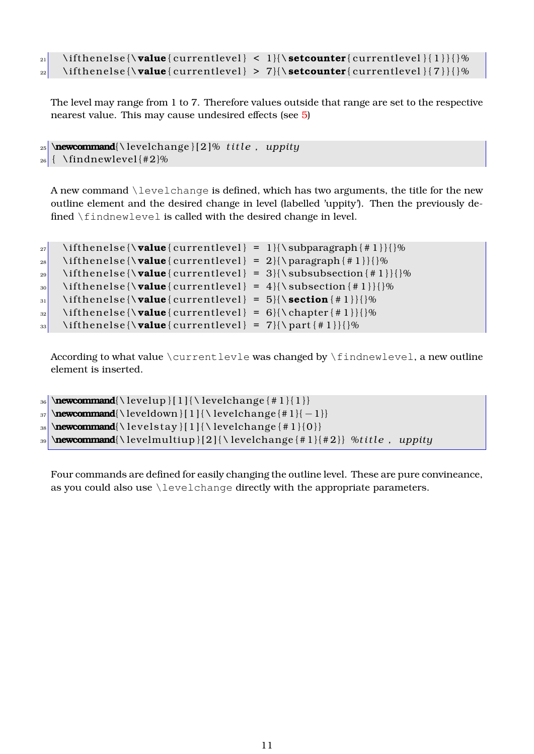```
21   \ifthenelse{\value{currentlevel} < 1}{\setcounter{currentlevel}{1}}{}%
22   \ifthenelse{\value{currentlevel} > 7}{\setcounter{currentlevel}{7}}{}%
```

The level may range from 1 to 7. Therefore values outside that range are set to the respective nearest value. This may cause undesired effects (see 5)

```
25 \newcommand{\levelchange}[2]% title, uppity
26 { \findnewlevel{#2}%
```

A new command \levelchange is defined, which has two arguments, the title for the new outline element and the desired change in level (labelled 'uppity'). Then the previously defined \findnewlevel is called with the desired change in level.

```
27   \ifthenelse{\value{currentlevel} = 1}{\subparagraph{#1}}{}%
28   \ifthenelse{\value{currentlevel} = 2}{\paragraph{#1}}{}%
29   \ifthenelse{\value{currentlevel} = 3}{\subsubsection{#1}}{}%
30   \ifthenelse{\value{currentlevel} = 4}{\subsection{#1}}{}%
31   \ifthenelse{\value{currentlevel} = 5}{\section{#1}}{}%
32   \ifthenelse{\value{currentlevel} = 6}{\chapter{#1}}{}%
33   \ifthenelse{\value{currentlevel} = 7}{\part{#1}}{}%
```

According to what value \currentlevle was changed by \findnewlevel, a new outline element is inserted.

```
36 \newcommand{\levelup}[1]{\levelchange{#1}{1}}
37 \newcommand{\leveldown}[1]{\levelchange{#1}{-1}}
38 \newcommand{\levelstay}[1]{\levelchange{#1}{0}}
39 \newcommand{\levelmultiup}[2]{\levelchange{#1}{#2}} %title, uppity
```

Four commands are defined for easily changing the outline level. These are pure convineance, as you could also use \levelchange directly with the appropriate parameters.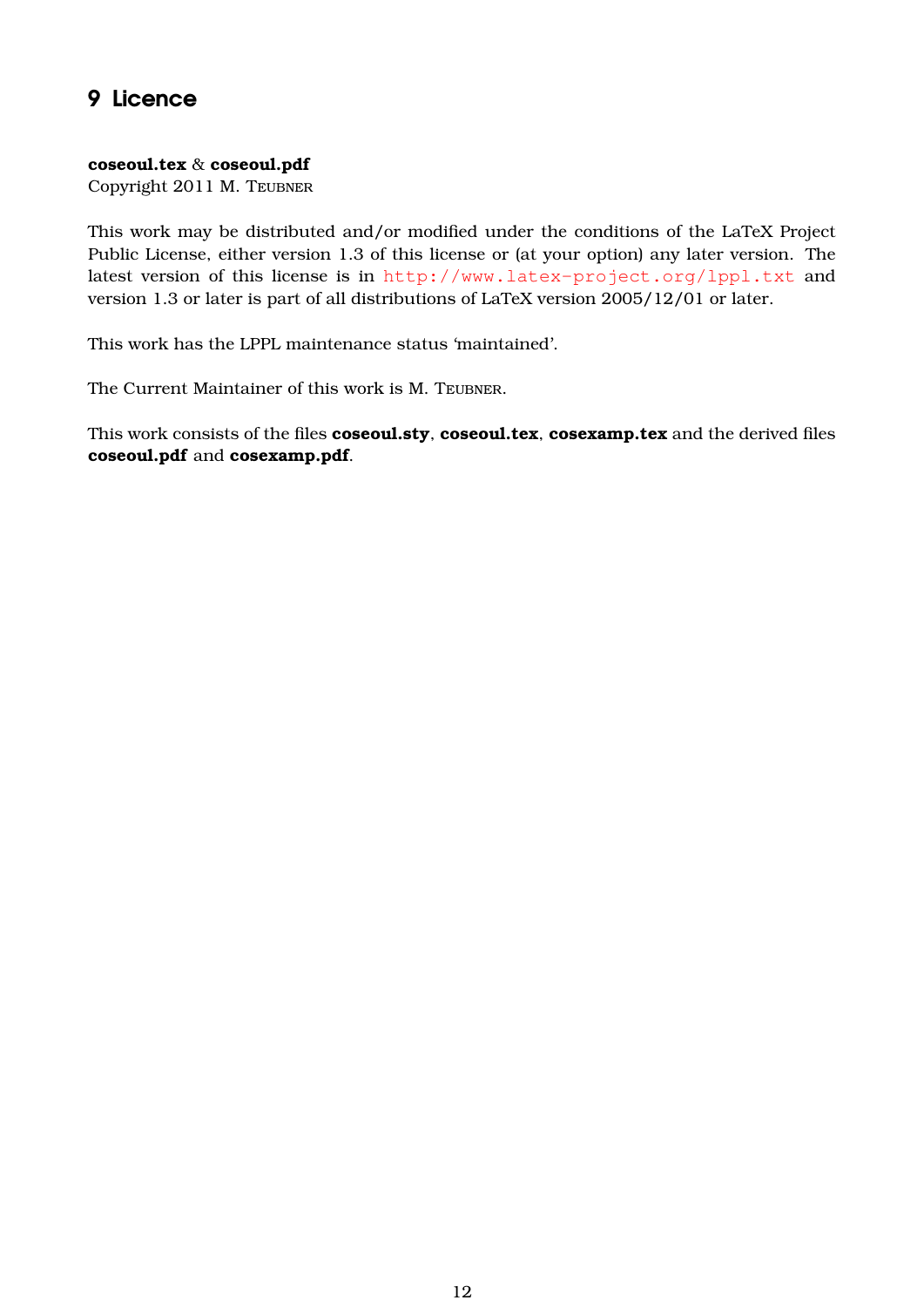# 9 Licence

**coseoul.tex** & **coseoul.pdf**
Copyright 2011 M. TEUBNER

This work may be distributed and/or modified under the conditions of the LaTeX Project Public License, either version 1.3 of this license or (at your option) any later version. The latest version of this license is in http://www.latex-project.org/lppl.txt and version 1.3 or later is part of all distributions of LaTeX version 2005/12/01 or later.

This work has the LPPL maintenance status 'maintained'.

The Current Maintainer of this work is M. TEUBNER.

This work consists of the files **coseoul.sty**, **coseoul.tex**, **cosexamp.tex** and the derived files **coseoul.pdf** and **cosexamp.pdf**.